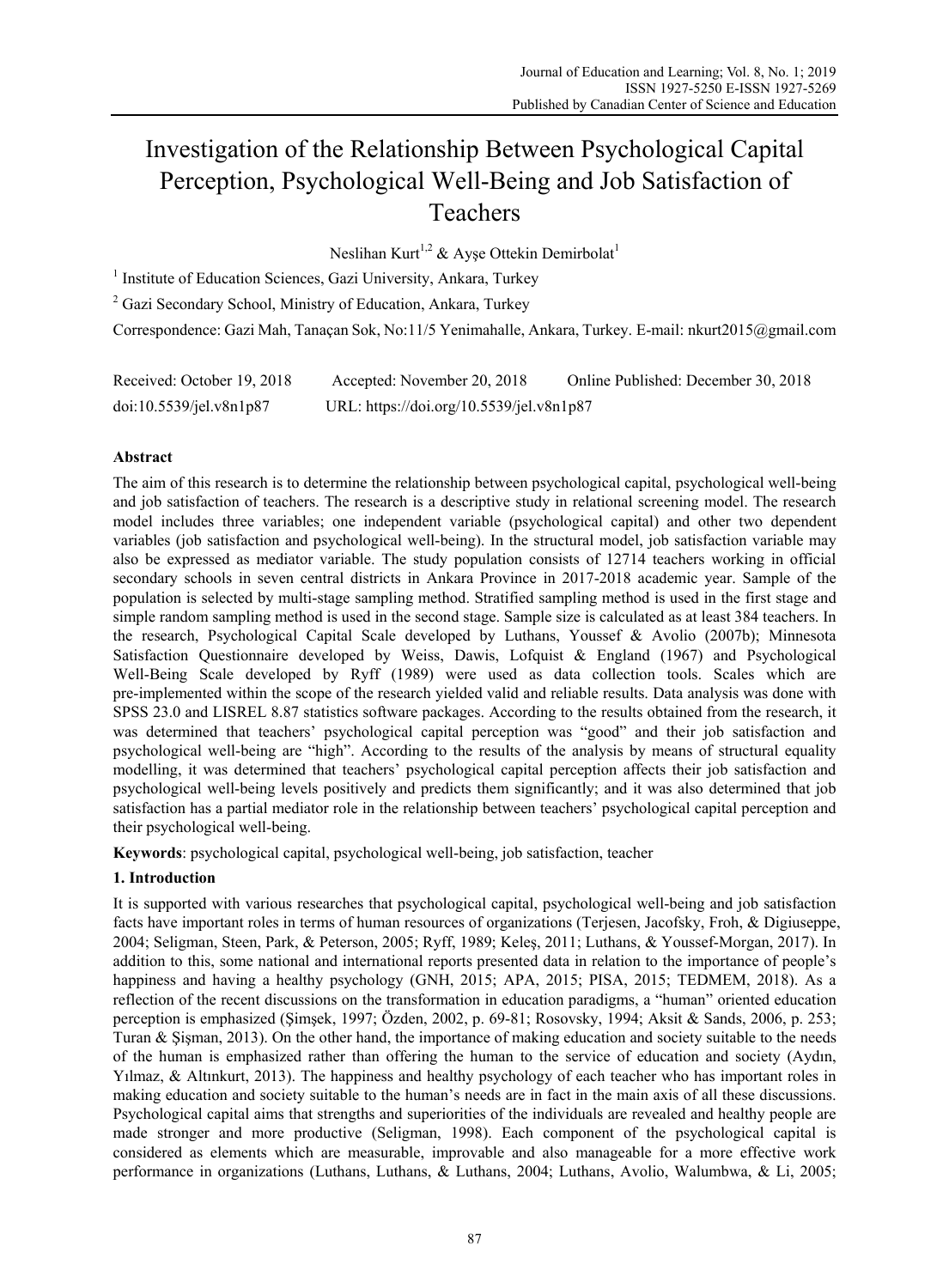# Investigation of the Relationship Between Psychological Capital Perception, Psychological Well-Being and Job Satisfaction of Teachers

Neslihan Kurt[1,2] & Ayşe Ottekin Demirbolat[1]

[1] Institute of Education Sciences, Gazi University, Ankara, Turkey

[2] Gazi Secondary School, Ministry of Education, Ankara, Turkey

Correspondence: Gazi Mah, Tanaçan Sok, No:11/5 Yenimahalle, Ankara, Turkey. E-mail: nkurt2015@gmail.com

Received: October 19, 2018 Accepted: November 20, 2018 Online Published: December 30, 2018

doi:10.5539/jel.v8n1p87 URL: https://doi.org/10.5539/jel.v8n1p87

## Abstract

The aim of this research is to determine the relationship between psychological capital, psychological well-being and job satisfaction of teachers. The research is a descriptive study in relational screening model. The research model includes three variables; one independent variable (psychological capital) and other two dependent variables (job satisfaction and psychological well-being). In the structural model, job satisfaction variable may also be expressed as mediator variable. The study population consists of 12714 teachers working in official secondary schools in seven central districts in Ankara Province in 2017-2018 academic year. Sample of the population is selected by multi-stage sampling method. Stratified sampling method is used in the first stage and simple random sampling method is used in the second stage. Sample size is calculated as at least 384 teachers. In the research, Psychological Capital Scale developed by Luthans, Youssef & Avolio (2007b); Minnesota Satisfaction Questionnaire developed by Weiss, Dawis, Lofquist & England (1967) and Psychological Well-Being Scale developed by Ryff (1989) were used as data collection tools. Scales which are pre-implemented within the scope of the research yielded valid and reliable results. Data analysis was done with SPSS 23.0 and LISREL 8.87 statistics software packages. According to the results obtained from the research, it was determined that teachers' psychological capital perception was "good" and their job satisfaction and psychological well-being are "high". According to the results of the analysis by means of structural equality modelling, it was determined that teachers' psychological capital perception affects their job satisfaction and psychological well-being levels positively and predicts them significantly; and it was also determined that job satisfaction has a partial mediator role in the relationship between teachers' psychological capital perception and their psychological well-being.

**Keywords**: psychological capital, psychological well-being, job satisfaction, teacher

## 1. Introduction

It is supported with various researches that psychological capital, psychological well-being and job satisfaction facts have important roles in terms of human resources of organizations (Terjesen, Jacofsky, Froh, & Digiuseppe, 2004; Seligman, Steen, Park, & Peterson, 2005; Ryff, 1989; Keleş, 2011; Luthans, & Youssef-Morgan, 2017). In addition to this, some national and international reports presented data in relation to the importance of people's happiness and having a healthy psychology (GNH, 2015; APA, 2015; PISA, 2015; TEDMEM, 2018). As a reflection of the recent discussions on the transformation in education paradigms, a "human" oriented education perception is emphasized (Şimşek, 1997; Özden, 2002, p. 69-81; Rosovsky, 1994; Aksit & Sands, 2006, p. 253; Turan & Şişman, 2013). On the other hand, the importance of making education and society suitable to the needs of the human is emphasized rather than offering the human to the service of education and society (Aydın, Yılmaz, & Altınkurt, 2013). The happiness and healthy psychology of each teacher who has important roles in making education and society suitable to the human's needs are in fact in the main axis of all these discussions. Psychological capital aims that strengths and superiorities of the individuals are revealed and healthy people are made stronger and more productive (Seligman, 1998). Each component of the psychological capital is considered as elements which are measurable, improvable and also manageable for a more effective work performance in organizations (Luthans, Luthans, & Luthans, 2004; Luthans, Avolio, Walumbwa, & Li, 2005;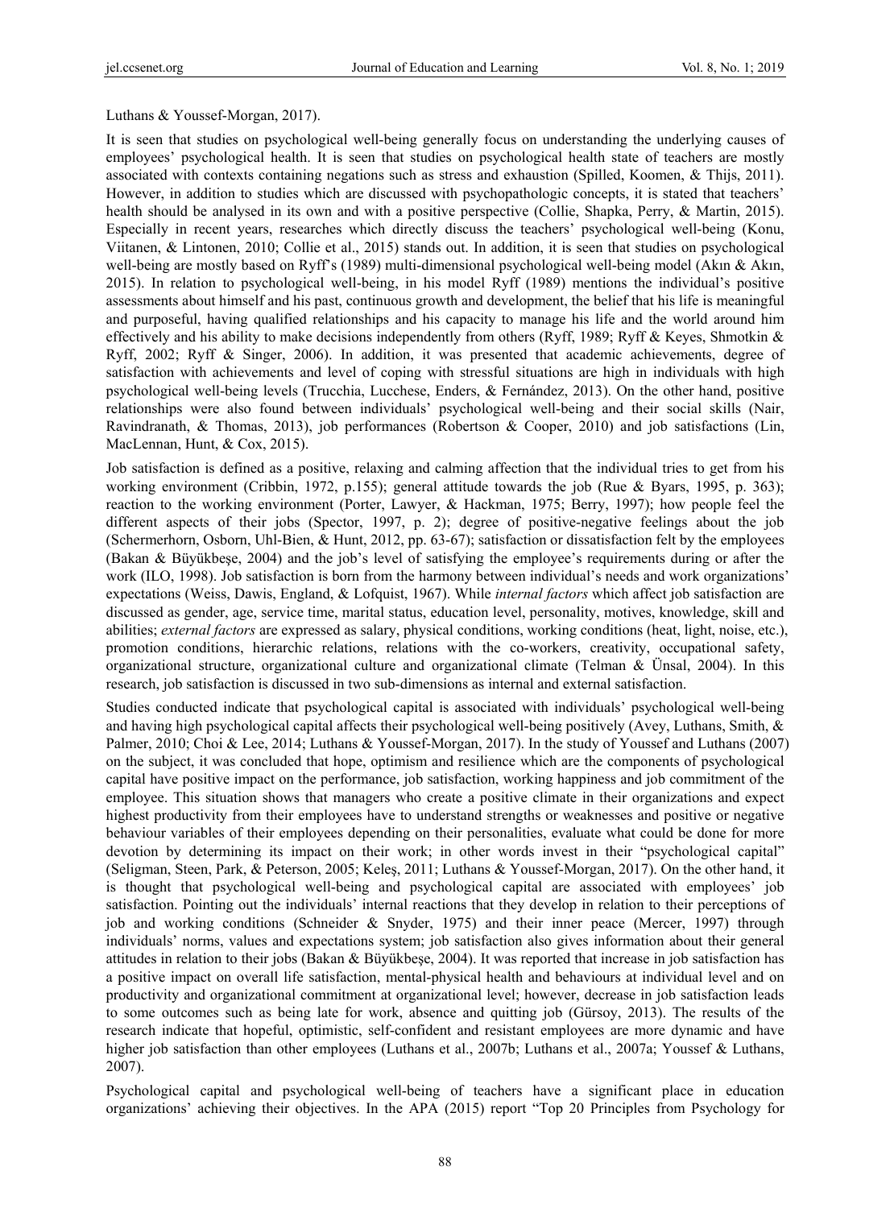Luthans & Youssef-Morgan, 2017).

It is seen that studies on psychological well-being generally focus on understanding the underlying causes of employees' psychological health. It is seen that studies on psychological health state of teachers are mostly associated with contexts containing negations such as stress and exhaustion (Spilled, Koomen, & Thijs, 2011). However, in addition to studies which are discussed with psychopathologic concepts, it is stated that teachers' health should be analysed in its own and with a positive perspective (Collie, Shapka, Perry, & Martin, 2015). Especially in recent years, researches which directly discuss the teachers' psychological well-being (Konu, Viitanen, & Lintonen, 2010; Collie et al., 2015) stands out. In addition, it is seen that studies on psychological well-being are mostly based on Ryff's (1989) multi-dimensional psychological well-being model (Akın & Akın, 2015). In relation to psychological well-being, in his model Ryff (1989) mentions the individual's positive assessments about himself and his past, continuous growth and development, the belief that his life is meaningful and purposeful, having qualified relationships and his capacity to manage his life and the world around him effectively and his ability to make decisions independently from others (Ryff, 1989; Ryff & Keyes, Shmotkin & Ryff, 2002; Ryff & Singer, 2006). In addition, it was presented that academic achievements, degree of satisfaction with achievements and level of coping with stressful situations are high in individuals with high psychological well-being levels (Trucchia, Lucchese, Enders, & Fernández, 2013). On the other hand, positive relationships were also found between individuals' psychological well-being and their social skills (Nair, Ravindranath, & Thomas, 2013), job performances (Robertson & Cooper, 2010) and job satisfactions (Lin, MacLennan, Hunt, & Cox, 2015).

Job satisfaction is defined as a positive, relaxing and calming affection that the individual tries to get from his working environment (Cribbin, 1972, p.155); general attitude towards the job (Rue & Byars, 1995, p. 363); reaction to the working environment (Porter, Lawyer, & Hackman, 1975; Berry, 1997); how people feel the different aspects of their jobs (Spector, 1997, p. 2); degree of positive-negative feelings about the job (Schermerhorn, Osborn, Uhl-Bien, & Hunt, 2012, pp. 63-67); satisfaction or dissatisfaction felt by the employees (Bakan & Büyükbeşe, 2004) and the job's level of satisfying the employee's requirements during or after the work (ILO, 1998). Job satisfaction is born from the harmony between individual's needs and work organizations' expectations (Weiss, Dawis, England, & Lofquist, 1967). While *internal factors* which affect job satisfaction are discussed as gender, age, service time, marital status, education level, personality, motives, knowledge, skill and abilities; *external factors* are expressed as salary, physical conditions, working conditions (heat, light, noise, etc.), promotion conditions, hierarchic relations, relations with the co-workers, creativity, occupational safety, organizational structure, organizational culture and organizational climate (Telman & Ünsal, 2004). In this research, job satisfaction is discussed in two sub-dimensions as internal and external satisfaction.

Studies conducted indicate that psychological capital is associated with individuals' psychological well-being and having high psychological capital affects their psychological well-being positively (Avey, Luthans, Smith, & Palmer, 2010; Choi & Lee, 2014; Luthans & Youssef-Morgan, 2017). In the study of Youssef and Luthans (2007) on the subject, it was concluded that hope, optimism and resilience which are the components of psychological capital have positive impact on the performance, job satisfaction, working happiness and job commitment of the employee. This situation shows that managers who create a positive climate in their organizations and expect highest productivity from their employees have to understand strengths or weaknesses and positive or negative behaviour variables of their employees depending on their personalities, evaluate what could be done for more devotion by determining its impact on their work; in other words invest in their "psychological capital" (Seligman, Steen, Park, & Peterson, 2005; Keleş, 2011; Luthans & Youssef-Morgan, 2017). On the other hand, it is thought that psychological well-being and psychological capital are associated with employees' job satisfaction. Pointing out the individuals' internal reactions that they develop in relation to their perceptions of job and working conditions (Schneider & Snyder, 1975) and their inner peace (Mercer, 1997) through individuals' norms, values and expectations system; job satisfaction also gives information about their general attitudes in relation to their jobs (Bakan & Büyükbeşe, 2004). It was reported that increase in job satisfaction has a positive impact on overall life satisfaction, mental-physical health and behaviours at individual level and on productivity and organizational commitment at organizational level; however, decrease in job satisfaction leads to some outcomes such as being late for work, absence and quitting job (Gürsoy, 2013). The results of the research indicate that hopeful, optimistic, self-confident and resistant employees are more dynamic and have higher job satisfaction than other employees (Luthans et al., 2007b; Luthans et al., 2007a; Youssef & Luthans, 2007).

Psychological capital and psychological well-being of teachers have a significant place in education organizations' achieving their objectives. In the APA (2015) report "Top 20 Principles from Psychology for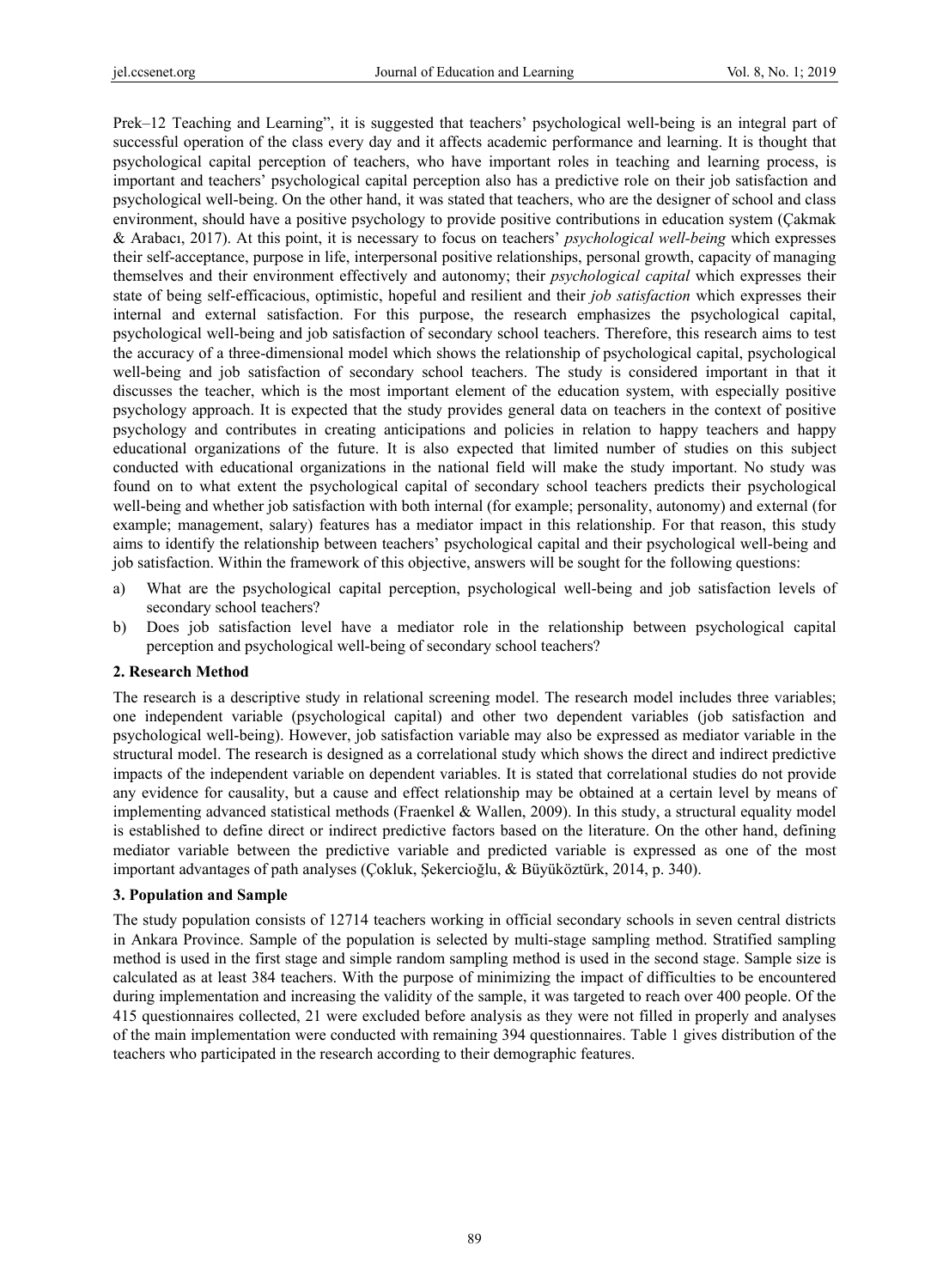Prek–12 Teaching and Learning", it is suggested that teachers' psychological well-being is an integral part of successful operation of the class every day and it affects academic performance and learning. It is thought that psychological capital perception of teachers, who have important roles in teaching and learning process, is important and teachers' psychological capital perception also has a predictive role on their job satisfaction and psychological well-being. On the other hand, it was stated that teachers, who are the designer of school and class environment, should have a positive psychology to provide positive contributions in education system (Çakmak & Arabacı, 2017). At this point, it is necessary to focus on teachers' *psychological well-being* which expresses their self-acceptance, purpose in life, interpersonal positive relationships, personal growth, capacity of managing themselves and their environment effectively and autonomy; their *psychological capital* which expresses their state of being self-efficacious, optimistic, hopeful and resilient and their *job satisfaction* which expresses their internal and external satisfaction. For this purpose, the research emphasizes the psychological capital, psychological well-being and job satisfaction of secondary school teachers. Therefore, this research aims to test the accuracy of a three-dimensional model which shows the relationship of psychological capital, psychological well-being and job satisfaction of secondary school teachers. The study is considered important in that it discusses the teacher, which is the most important element of the education system, with especially positive psychology approach. It is expected that the study provides general data on teachers in the context of positive psychology and contributes in creating anticipations and policies in relation to happy teachers and happy educational organizations of the future. It is also expected that limited number of studies on this subject conducted with educational organizations in the national field will make the study important. No study was found on to what extent the psychological capital of secondary school teachers predicts their psychological well-being and whether job satisfaction with both internal (for example; personality, autonomy) and external (for example; management, salary) features has a mediator impact in this relationship. For that reason, this study aims to identify the relationship between teachers' psychological capital and their psychological well-being and job satisfaction. Within the framework of this objective, answers will be sought for the following questions:

a) What are the psychological capital perception, psychological well-being and job satisfaction levels of secondary school teachers?

b) Does job satisfaction level have a mediator role in the relationship between psychological capital perception and psychological well-being of secondary school teachers?

## 2. Research Method

The research is a descriptive study in relational screening model. The research model includes three variables; one independent variable (psychological capital) and other two dependent variables (job satisfaction and psychological well-being). However, job satisfaction variable may also be expressed as mediator variable in the structural model. The research is designed as a correlational study which shows the direct and indirect predictive impacts of the independent variable on dependent variables. It is stated that correlational studies do not provide any evidence for causality, but a cause and effect relationship may be obtained at a certain level by means of implementing advanced statistical methods (Fraenkel & Wallen, 2009). In this study, a structural equality model is established to define direct or indirect predictive factors based on the literature. On the other hand, defining mediator variable between the predictive variable and predicted variable is expressed as one of the most important advantages of path analyses (Çokluk, Şekercioğlu, & Büyüköztürk, 2014, p. 340).

## 3. Population and Sample

The study population consists of 12714 teachers working in official secondary schools in seven central districts in Ankara Province. Sample of the population is selected by multi-stage sampling method. Stratified sampling method is used in the first stage and simple random sampling method is used in the second stage. Sample size is calculated as at least 384 teachers. With the purpose of minimizing the impact of difficulties to be encountered during implementation and increasing the validity of the sample, it was targeted to reach over 400 people. Of the 415 questionnaires collected, 21 were excluded before analysis as they were not filled in properly and analyses of the main implementation were conducted with remaining 394 questionnaires. Table 1 gives distribution of the teachers who participated in the research according to their demographic features.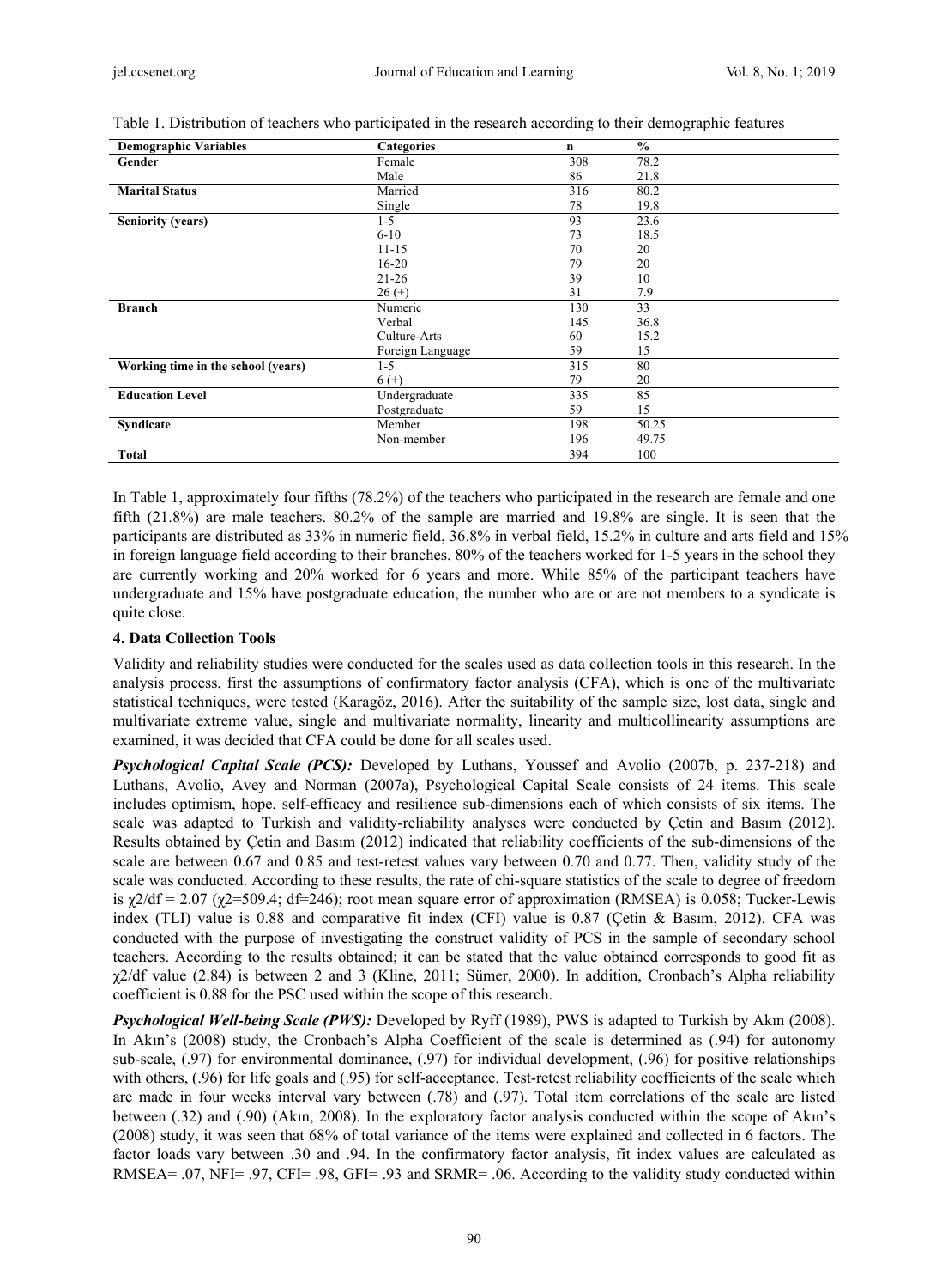Table 1. Distribution of teachers who participated in the research according to their demographic features

| Demographic Variables | Categories | n | % |
|---|---|---|---|
| **Gender** | Female | 308 | 78.2 |
| | Male | 86 | 21.8 |
| **Marital Status** | Married | 316 | 80.2 |
| | Single | 78 | 19.8 |
| **Seniority (years)** | 1-5 | 93 | 23.6 |
| | 6-10 | 73 | 18.5 |
| | 11-15 | 70 | 20 |
| | 16-20 | 79 | 20 |
| | 21-26 | 39 | 10 |
| | 26 (+) | 31 | 7.9 |
| **Branch** | Numeric | 130 | 33 |
| | Verbal | 145 | 36.8 |
| | Culture-Arts | 60 | 15.2 |
| | Foreign Language | 59 | 15 |
| **Working time in the school (years)** | 1-5 | 315 | 80 |
| | 6 (+) | 79 | 20 |
| **Education Level** | Undergraduate | 335 | 85 |
| | Postgraduate | 59 | 15 |
| **Syndicate** | Member | 198 | 50.25 |
| | Non-member | 196 | 49.75 |
| **Total** | | 394 | 100 |

In Table 1, approximately four fifths (78.2%) of the teachers who participated in the research are female and one fifth (21.8%) are male teachers. 80.2% of the sample are married and 19.8% are single. It is seen that the participants are distributed as 33% in numeric field, 36.8% in verbal field, 15.2% in culture and arts field and 15% in foreign language field according to their branches. 80% of the teachers worked for 1-5 years in the school they are currently working and 20% worked for 6 years and more. While 85% of the participant teachers have undergraduate and 15% have postgraduate education, the number who are or are not members to a syndicate is quite close.

## 4. Data Collection Tools

Validity and reliability studies were conducted for the scales used as data collection tools in this research. In the analysis process, first the assumptions of confirmatory factor analysis (CFA), which is one of the multivariate statistical techniques, were tested (Karagöz, 2016). After the suitability of the sample size, lost data, single and multivariate extreme value, single and multivariate normality, linearity and multicollinearity assumptions are examined, it was decided that CFA could be done for all scales used.

***Psychological Capital Scale (PCS):*** Developed by Luthans, Youssef and Avolio (2007b, p. 237-218) and Luthans, Avolio, Avey and Norman (2007a), Psychological Capital Scale consists of 24 items. This scale includes optimism, hope, self-efficacy and resilience sub-dimensions each of which consists of six items. The scale was adapted to Turkish and validity-reliability analyses were conducted by Çetin and Basım (2012). Results obtained by Çetin and Basım (2012) indicated that reliability coefficients of the sub-dimensions of the scale are between 0.67 and 0.85 and test-retest values vary between 0.70 and 0.77. Then, validity study of the scale was conducted. According to these results, the rate of chi-square statistics of the scale to degree of freedom is $\chi^2/df = 2.07$ ($\chi^2=509.4$; df=246); root mean square error of approximation (RMSEA) is 0.058; Tucker-Lewis index (TLI) value is 0.88 and comparative fit index (CFI) value is 0.87 (Çetin & Basım, 2012). CFA was conducted with the purpose of investigating the construct validity of PCS in the sample of secondary school teachers. According to the results obtained; it can be stated that the value obtained corresponds to good fit as $\chi^2/df$ value (2.84) is between 2 and 3 (Kline, 2011; Sümer, 2000). In addition, Cronbach's Alpha reliability coefficient is 0.88 for the PSC used within the scope of this research.

***Psychological Well-being Scale (PWS):*** Developed by Ryff (1989), PWS is adapted to Turkish by Akın (2008). In Akın's (2008) study, the Cronbach's Alpha Coefficient of the scale is determined as (.94) for autonomy sub-scale, (.97) for environmental dominance, (.97) for individual development, (.96) for positive relationships with others, (.96) for life goals and (.95) for self-acceptance. Test-retest reliability coefficients of the scale which are made in four weeks interval vary between (.78) and (.97). Total item correlations of the scale are listed between (.32) and (.90) (Akın, 2008). In the exploratory factor analysis conducted within the scope of Akın's (2008) study, it was seen that 68% of total variance of the items were explained and collected in 6 factors. The factor loads vary between .30 and .94. In the confirmatory factor analysis, fit index values are calculated as RMSEA= .07, NFI= .97, CFI= .98, GFI= .93 and SRMR= .06. According to the validity study conducted within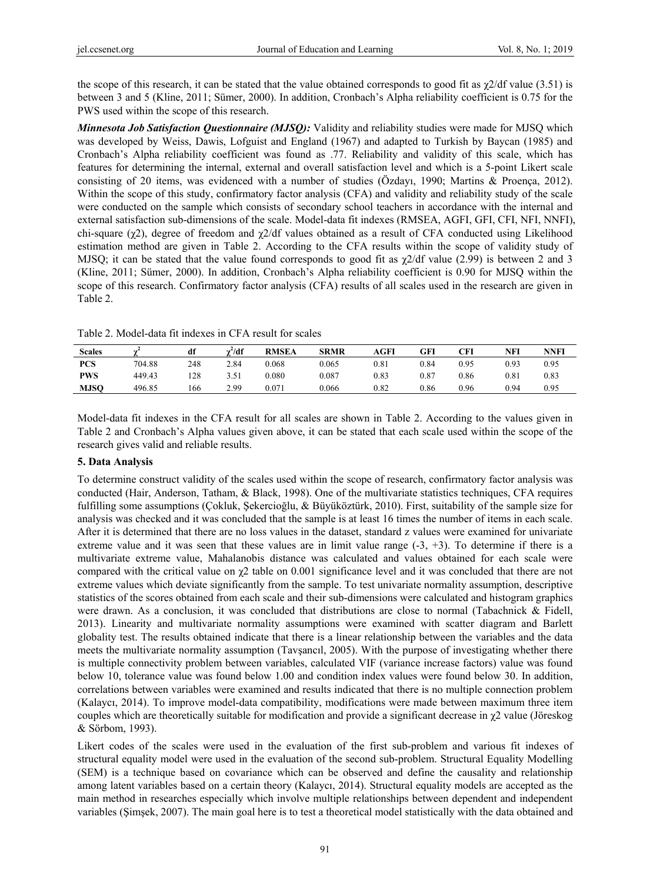the scope of this research, it can be stated that the value obtained corresponds to good fit as $\chi^2$/df value (3.51) is between 3 and 5 (Kline, 2011; Sümer, 2000). In addition, Cronbach's Alpha reliability coefficient is 0.75 for the PWS used within the scope of this research.

***Minnesota Job Satisfaction Questionnaire (MJSQ):*** Validity and reliability studies were made for MJSQ which was developed by Weiss, Dawis, Lofguist and England (1967) and adapted to Turkish by Baycan (1985) and Cronbach's Alpha reliability coefficient was found as .77. Reliability and validity of this scale, which has features for determining the internal, external and overall satisfaction level and which is a 5-point Likert scale consisting of 20 items, was evidenced with a number of studies (Özdayı, 1990; Martins & Proença, 2012). Within the scope of this study, confirmatory factor analysis (CFA) and validity and reliability study of the scale were conducted on the sample which consists of secondary school teachers in accordance with the internal and external satisfaction sub-dimensions of the scale. Model-data fit indexes (RMSEA, AGFI, GFI, CFI, NFI, NNFI), chi-square ($\chi^2$), degree of freedom and $\chi^2$/df values obtained as a result of CFA conducted using Likelihood estimation method are given in Table 2. According to the CFA results within the scope of validity study of MJSQ; it can be stated that the value found corresponds to good fit as $\chi^2$/df value (2.99) is between 2 and 3 (Kline, 2011; Sümer, 2000). In addition, Cronbach's Alpha reliability coefficient is 0.90 for MJSQ within the scope of this research. Confirmatory factor analysis (CFA) results of all scales used in the research are given in Table 2.

Table 2. Model-data fit indexes in CFA result for scales

| Scales | $\chi^2$ | df | $\chi^2$/df | RMSEA | SRMR | AGFI | GFI | CFI | NFI | NNFI |
|---|---|---|---|---|---|---|---|---|---|---|
| **PCS** | 704.88 | 248 | 2.84 | 0.068 | 0.065 | 0.81 | 0.84 | 0.95 | 0.93 | 0.95 |
| **PWS** | 449.43 | 128 | 3.51 | 0.080 | 0.087 | 0.83 | 0.87 | 0.86 | 0.81 | 0.83 |
| **MJSQ** | 496.85 | 166 | 2.99 | 0.071 | 0.066 | 0.82 | 0.86 | 0.96 | 0.94 | 0.95 |

Model-data fit indexes in the CFA result for all scales are shown in Table 2. According to the values given in Table 2 and Cronbach's Alpha values given above, it can be stated that each scale used within the scope of the research gives valid and reliable results.

### 5. Data Analysis

To determine construct validity of the scales used within the scope of research, confirmatory factor analysis was conducted (Hair, Anderson, Tatham, & Black, 1998). One of the multivariate statistics techniques, CFA requires fulfilling some assumptions (Çokluk, Şekercioğlu, & Büyüköztürk, 2010). First, suitability of the sample size for analysis was checked and it was concluded that the sample is at least 16 times the number of items in each scale. After it is determined that there are no loss values in the dataset, standard z values were examined for univariate extreme value and it was seen that these values are in limit value range (-3, +3). To determine if there is a multivariate extreme value, Mahalanobis distance was calculated and values obtained for each scale were compared with the critical value on $\chi^2$ table on 0.001 significance level and it was concluded that there are not extreme values which deviate significantly from the sample. To test univariate normality assumption, descriptive statistics of the scores obtained from each scale and their sub-dimensions were calculated and histogram graphics were drawn. As a conclusion, it was concluded that distributions are close to normal (Tabachnick & Fidell, 2013). Linearity and multivariate normality assumptions were examined with scatter diagram and Barlett globality test. The results obtained indicate that there is a linear relationship between the variables and the data meets the multivariate normality assumption (Tavşancıl, 2005). With the purpose of investigating whether there is multiple connectivity problem between variables, calculated VIF (variance increase factors) value was found below 10, tolerance value was found below 1.00 and condition index values were found below 30. In addition, correlations between variables were examined and results indicated that there is no multiple connection problem (Kalaycı, 2014). To improve model-data compatibility, modifications were made between maximum three item couples which are theoretically suitable for modification and provide a significant decrease in $\chi^2$ value (Jöreskog & Sörbom, 1993).

Likert codes of the scales were used in the evaluation of the first sub-problem and various fit indexes of structural equality model were used in the evaluation of the second sub-problem. Structural Equality Modelling (SEM) is a technique based on covariance which can be observed and define the causality and relationship among latent variables based on a certain theory (Kalaycı, 2014). Structural equality models are accepted as the main method in researches especially which involve multiple relationships between dependent and independent variables (Şimşek, 2007). The main goal here is to test a theoretical model statistically with the data obtained and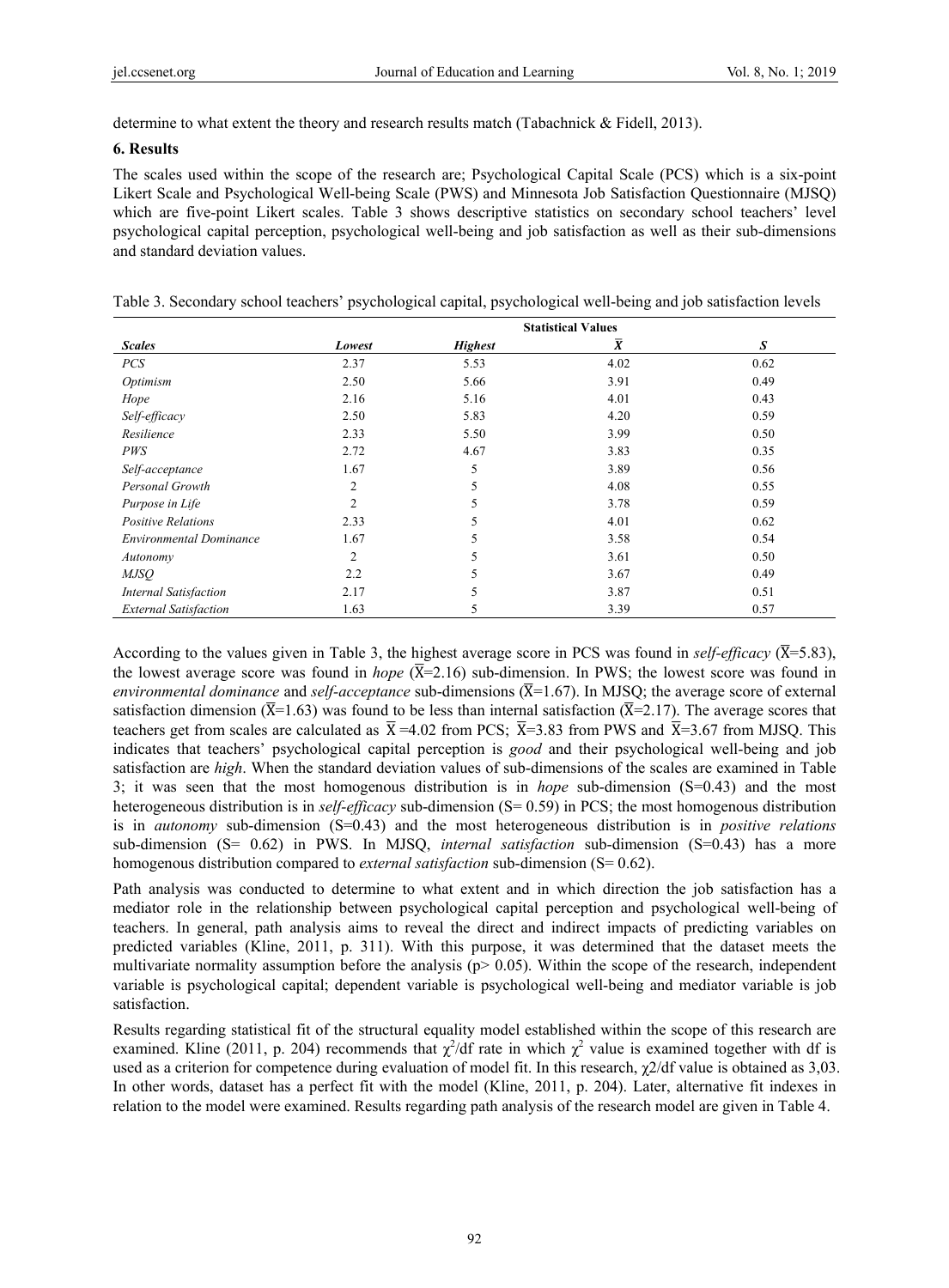determine to what extent the theory and research results match (Tabachnick & Fidell, 2013).

## 6. Results

The scales used within the scope of the research are; Psychological Capital Scale (PCS) which is a six-point Likert Scale and Psychological Well-being Scale (PWS) and Minnesota Job Satisfaction Questionnaire (MJSQ) which are five-point Likert scales. Table 3 shows descriptive statistics on secondary school teachers' level psychological capital perception, psychological well-being and job satisfaction as well as their sub-dimensions and standard deviation values.

Table 3. Secondary school teachers' psychological capital, psychological well-being and job satisfaction levels

| | Statistical Values | | | |
|---|---|---|---|---|
| ***Scales*** | ***Lowest*** | ***Highest*** | $\bar{X}$ | ***S*** |
| *PCS* | 2.37 | 5.53 | 4.02 | 0.62 |
| *Optimism* | 2.50 | 5.66 | 3.91 | 0.49 |
| *Hope* | 2.16 | 5.16 | 4.01 | 0.43 |
| *Self-efficacy* | 2.50 | 5.83 | 4.20 | 0.59 |
| *Resilience* | 2.33 | 5.50 | 3.99 | 0.50 |
| *PWS* | 2.72 | 4.67 | 3.83 | 0.35 |
| *Self-acceptance* | 1.67 | 5 | 3.89 | 0.56 |
| *Personal Growth* | 2 | 5 | 4.08 | 0.55 |
| *Purpose in Life* | 2 | 5 | 3.78 | 0.59 |
| *Positive Relations* | 2.33 | 5 | 4.01 | 0.62 |
| *Environmental Dominance* | 1.67 | 5 | 3.58 | 0.54 |
| *Autonomy* | 2 | 5 | 3.61 | 0.50 |
| *MJSQ* | 2.2 | 5 | 3.67 | 0.49 |
| *Internal Satisfaction* | 2.17 | 5 | 3.87 | 0.51 |
| *External Satisfaction* | 1.63 | 5 | 3.39 | 0.57 |

According to the values given in Table 3, the highest average score in PCS was found in *self-efficacy* ($\bar{X}$=5.83), the lowest average score was found in *hope* ($\bar{X}$=2.16) sub-dimension. In PWS; the lowest score was found in *environmental dominance* and *self-acceptance* sub-dimensions ($\bar{X}$=1.67). In MJSQ; the average score of external satisfaction dimension ($\bar{X}$=1.63) was found to be less than internal satisfaction ($\bar{X}$=2.17). The average scores that teachers get from scales are calculated as $\bar{X}$ =4.02 from PCS; $\bar{X}$=3.83 from PWS and $\bar{X}$=3.67 from MJSQ. This indicates that teachers' psychological capital perception is *good* and their psychological well-being and job satisfaction are *high*. When the standard deviation values of sub-dimensions of the scales are examined in Table 3; it was seen that the most homogenous distribution is in *hope* sub-dimension (S=0.43) and the most heterogeneous distribution is in *self-efficacy* sub-dimension (S= 0.59) in PCS; the most homogenous distribution is in *autonomy* sub-dimension (S=0.43) and the most heterogeneous distribution is in *positive relations* sub-dimension (S= 0.62) in PWS. In MJSQ, *internal satisfaction* sub-dimension (S=0.43) has a more homogenous distribution compared to *external satisfaction* sub-dimension (S= 0.62).

Path analysis was conducted to determine to what extent and in which direction the job satisfaction has a mediator role in the relationship between psychological capital perception and psychological well-being of teachers. In general, path analysis aims to reveal the direct and indirect impacts of predicting variables on predicted variables (Kline, 2011, p. 311). With this purpose, it was determined that the dataset meets the multivariate normality assumption before the analysis ($p > 0.05$). Within the scope of the research, independent variable is psychological capital; dependent variable is psychological well-being and mediator variable is job satisfaction.

Results regarding statistical fit of the structural equality model established within the scope of this research are examined. Kline (2011, p. 204) recommends that $\chi^2$/df rate in which $\chi^2$ value is examined together with df is used as a criterion for competence during evaluation of model fit. In this research, $\chi2$/df value is obtained as 3,03. In other words, dataset has a perfect fit with the model (Kline, 2011, p. 204). Later, alternative fit indexes in relation to the model were examined. Results regarding path analysis of the research model are given in Table 4.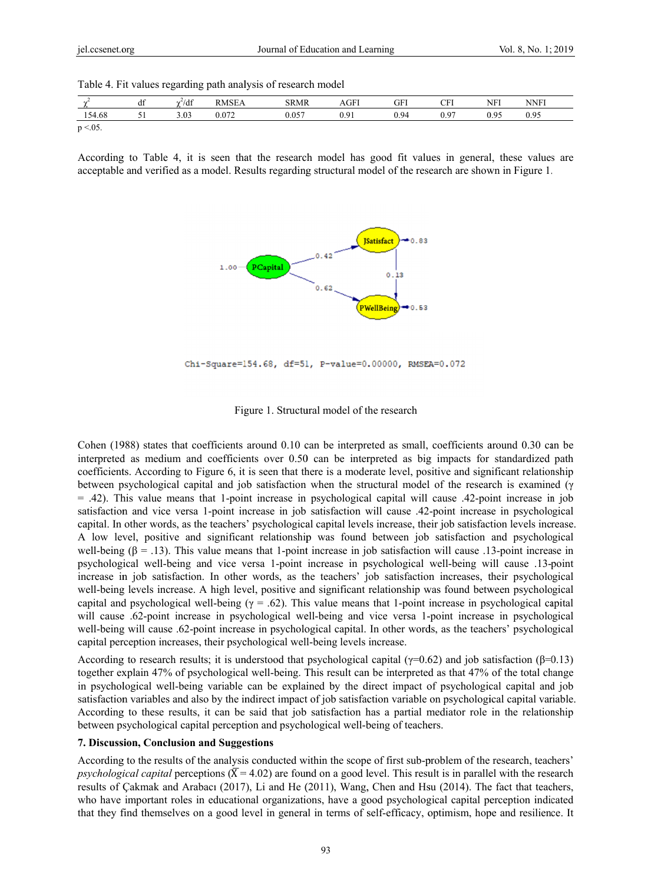Table 4. Fit values regarding path analysis of research model

| $\chi^2$ | df | $\chi^2$/df | RMSEA | SRMR | AGFI | GFI | CFI | NFI | NNFI |
|---|---|---|---|---|---|---|---|---|---|
| 154.68 | 51 | 3.03 | 0.072 | 0.057 | 0.91 | 0.94 | 0.97 | 0.95 | 0.95 |

$p < .05$.

According to Table 4, it is seen that the research model has good fit values in general, these values are acceptable and verified as a model. Results regarding structural model of the research are shown in Figure 1.

Figure 1. Structural model of the research

Cohen (1988) states that coefficients around 0.10 can be interpreted as small, coefficients around 0.30 can be interpreted as medium and coefficients over 0.50 can be interpreted as big impacts for standardized path coefficients. According to Figure 6, it is seen that there is a moderate level, positive and significant relationship between psychological capital and job satisfaction when the structural model of the research is examined ($\gamma = .42$). This value means that 1-point increase in psychological capital will cause .42-point increase in job satisfaction and vice versa 1-point increase in job satisfaction will cause .42-point increase in psychological capital. In other words, as the teachers' psychological capital levels increase, their job satisfaction levels increase. A low level, positive and significant relationship was found between job satisfaction and psychological well-being ($\beta = .13$). This value means that 1-point increase in job satisfaction will cause .13-point increase in psychological well-being and vice versa 1-point increase in psychological well-being will cause .13-point increase in job satisfaction. In other words, as the teachers' job satisfaction increases, their psychological well-being levels increase. A high level, positive and significant relationship was found between psychological capital and psychological well-being ($\gamma = .62$). This value means that 1-point increase in psychological capital will cause .62-point increase in psychological well-being and vice versa 1-point increase in psychological well-being will cause .62-point increase in psychological capital. In other words, as the teachers' psychological capital perception increases, their psychological well-being levels increase.

According to research results; it is understood that psychological capital ($\gamma=0.62$) and job satisfaction ($\beta=0.13$) together explain 47% of psychological well-being. This result can be interpreted as that 47% of the total change in psychological well-being variable can be explained by the direct impact of psychological capital and job satisfaction variables and also by the indirect impact of job satisfaction variable on psychological capital variable. According to these results, it can be said that job satisfaction has a partial mediator role in the relationship between psychological capital perception and psychological well-being of teachers.

## 7. Discussion, Conclusion and Suggestions

According to the results of the analysis conducted within the scope of first sub-problem of the research, teachers' *psychological capital* perceptions ($\bar{X} = 4.02$) are found on a good level. This result is in parallel with the research results of Çakmak and Arabacı (2017), Li and He (2011), Wang, Chen and Hsu (2014). The fact that teachers, who have important roles in educational organizations, have a good psychological capital perception indicated that they find themselves on a good level in general in terms of self-efficacy, optimism, hope and resilience. It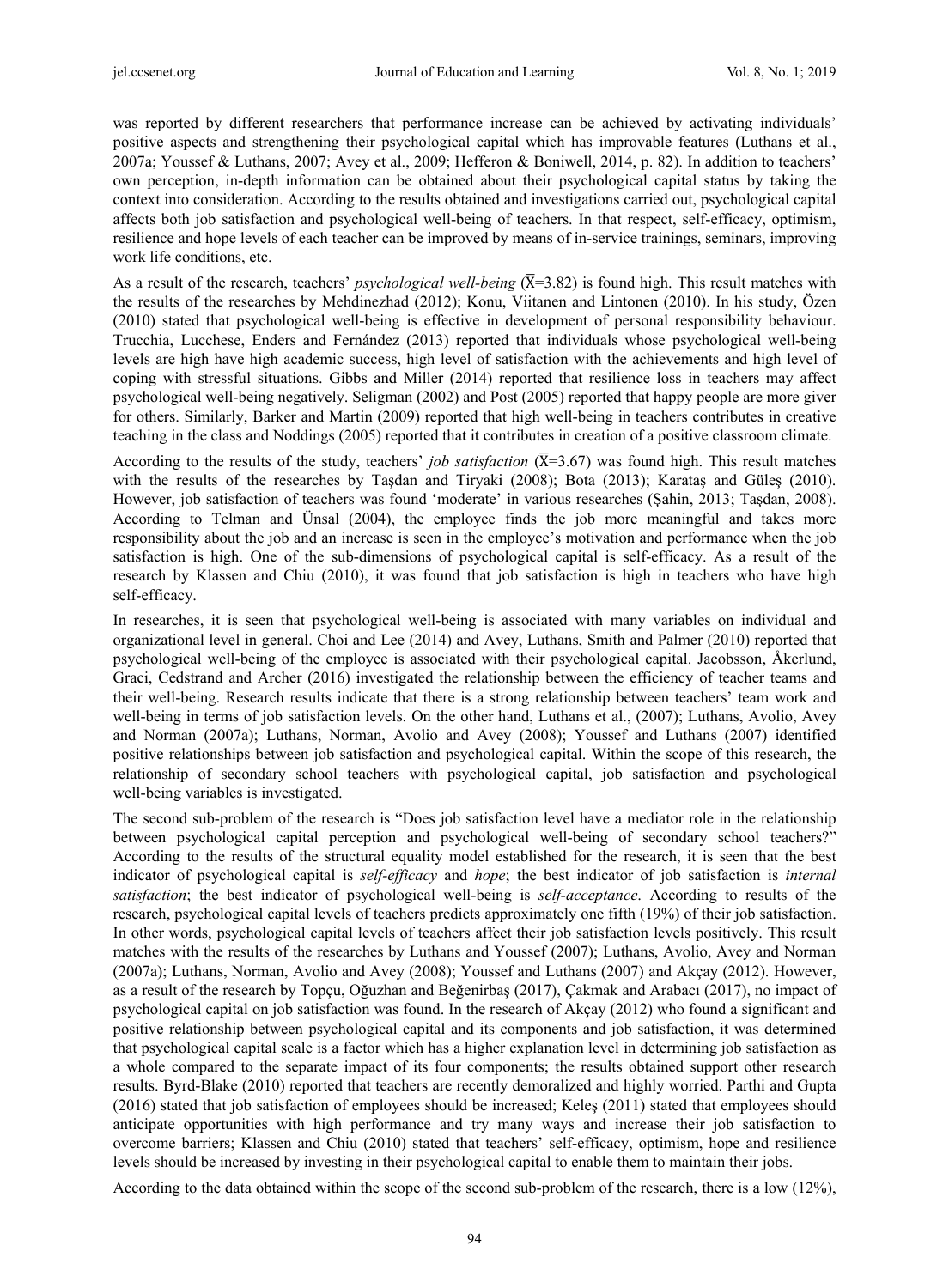was reported by different researchers that performance increase can be achieved by activating individuals' positive aspects and strengthening their psychological capital which has improvable features (Luthans et al., 2007a; Youssef & Luthans, 2007; Avey et al., 2009; Hefferon & Boniwell, 2014, p. 82). In addition to teachers' own perception, in-depth information can be obtained about their psychological capital status by taking the context into consideration. According to the results obtained and investigations carried out, psychological capital affects both job satisfaction and psychological well-being of teachers. In that respect, self-efficacy, optimism, resilience and hope levels of each teacher can be improved by means of in-service trainings, seminars, improving work life conditions, etc.

As a result of the research, teachers' *psychological well-being* ($\overline{X}$=3.82) is found high. This result matches with the results of the researches by Mehdinezhad (2012); Konu, Viitanen and Lintonen (2010). In his study, Özen (2010) stated that psychological well-being is effective in development of personal responsibility behaviour. Trucchia, Lucchese, Enders and Fernández (2013) reported that individuals whose psychological well-being levels are high have high academic success, high level of satisfaction with the achievements and high level of coping with stressful situations. Gibbs and Miller (2014) reported that resilience loss in teachers may affect psychological well-being negatively. Seligman (2002) and Post (2005) reported that happy people are more giver for others. Similarly, Barker and Martin (2009) reported that high well-being in teachers contributes in creative teaching in the class and Noddings (2005) reported that it contributes in creation of a positive classroom climate.

According to the results of the study, teachers' *job satisfaction* ($\overline{X}$=3.67) was found high. This result matches with the results of the researches by Taşdan and Tiryaki (2008); Bota (2013); Karataş and Güleş (2010). However, job satisfaction of teachers was found 'moderate' in various researches (Şahin, 2013; Taşdan, 2008). According to Telman and Ünsal (2004), the employee finds the job more meaningful and takes more responsibility about the job and an increase is seen in the employee's motivation and performance when the job satisfaction is high. One of the sub-dimensions of psychological capital is self-efficacy. As a result of the research by Klassen and Chiu (2010), it was found that job satisfaction is high in teachers who have high self-efficacy.

In researches, it is seen that psychological well-being is associated with many variables on individual and organizational level in general. Choi and Lee (2014) and Avey, Luthans, Smith and Palmer (2010) reported that psychological well-being of the employee is associated with their psychological capital. Jacobsson, Åkerlund, Graci, Cedstrand and Archer (2016) investigated the relationship between the efficiency of teacher teams and their well-being. Research results indicate that there is a strong relationship between teachers' team work and well-being in terms of job satisfaction levels. On the other hand, Luthans et al., (2007); Luthans, Avolio, Avey and Norman (2007a); Luthans, Norman, Avolio and Avey (2008); Youssef and Luthans (2007) identified positive relationships between job satisfaction and psychological capital. Within the scope of this research, the relationship of secondary school teachers with psychological capital, job satisfaction and psychological well-being variables is investigated.

The second sub-problem of the research is "Does job satisfaction level have a mediator role in the relationship between psychological capital perception and psychological well-being of secondary school teachers?" According to the results of the structural equality model established for the research, it is seen that the best indicator of psychological capital is *self-efficacy* and *hope*; the best indicator of job satisfaction is *internal satisfaction*; the best indicator of psychological well-being is *self-acceptance*. According to results of the research, psychological capital levels of teachers predicts approximately one fifth (19%) of their job satisfaction. In other words, psychological capital levels of teachers affect their job satisfaction levels positively. This result matches with the results of the researches by Luthans and Youssef (2007); Luthans, Avolio, Avey and Norman (2007a); Luthans, Norman, Avolio and Avey (2008); Youssef and Luthans (2007) and Akçay (2012). However, as a result of the research by Topçu, Oğuzhan and Beğenirbaş (2017), Çakmak and Arabacı (2017), no impact of psychological capital on job satisfaction was found. In the research of Akçay (2012) who found a significant and positive relationship between psychological capital and its components and job satisfaction, it was determined that psychological capital scale is a factor which has a higher explanation level in determining job satisfaction as a whole compared to the separate impact of its four components; the results obtained support other research results. Byrd-Blake (2010) reported that teachers are recently demoralized and highly worried. Parthi and Gupta (2016) stated that job satisfaction of employees should be increased; Keleş (2011) stated that employees should anticipate opportunities with high performance and try many ways and increase their job satisfaction to overcome barriers; Klassen and Chiu (2010) stated that teachers' self-efficacy, optimism, hope and resilience levels should be increased by investing in their psychological capital to enable them to maintain their jobs.

According to the data obtained within the scope of the second sub-problem of the research, there is a low (12%),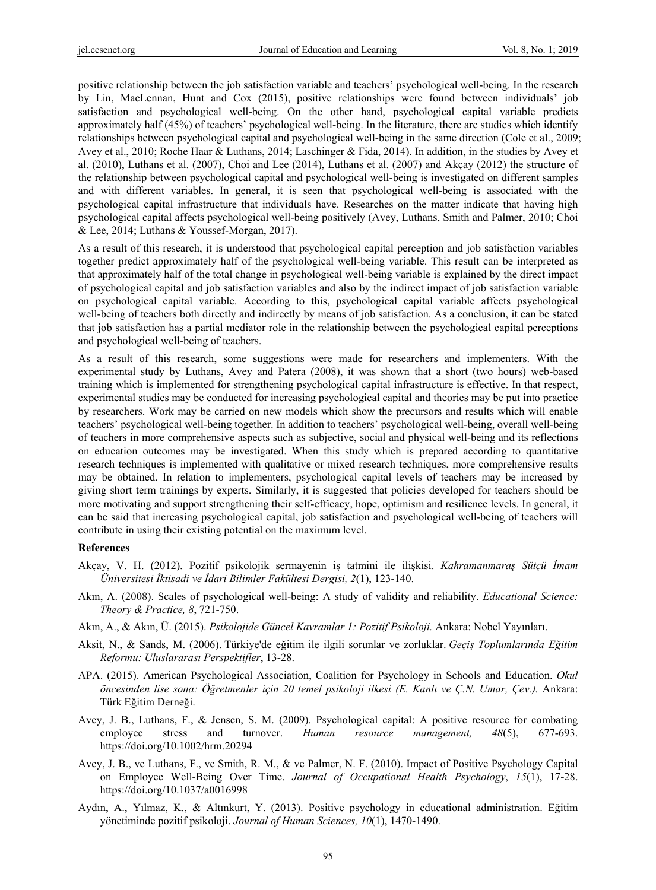positive relationship between the job satisfaction variable and teachers' psychological well-being. In the research by Lin, MacLennan, Hunt and Cox (2015), positive relationships were found between individuals' job satisfaction and psychological well-being. On the other hand, psychological capital variable predicts approximately half (45%) of teachers' psychological well-being. In the literature, there are studies which identify relationships between psychological capital and psychological well-being in the same direction (Cole et al., 2009; Avey et al., 2010; Roche Haar & Luthans, 2014; Laschinger & Fida, 2014). In addition, in the studies by Avey et al. (2010), Luthans et al. (2007), Choi and Lee (2014), Luthans et al. (2007) and Akçay (2012) the structure of the relationship between psychological capital and psychological well-being is investigated on different samples and with different variables. In general, it is seen that psychological well-being is associated with the psychological capital infrastructure that individuals have. Researches on the matter indicate that having high psychological capital affects psychological well-being positively (Avey, Luthans, Smith and Palmer, 2010; Choi & Lee, 2014; Luthans & Youssef-Morgan, 2017).

As a result of this research, it is understood that psychological capital perception and job satisfaction variables together predict approximately half of the psychological well-being variable. This result can be interpreted as that approximately half of the total change in psychological well-being variable is explained by the direct impact of psychological capital and job satisfaction variables and also by the indirect impact of job satisfaction variable on psychological capital variable. According to this, psychological capital variable affects psychological well-being of teachers both directly and indirectly by means of job satisfaction. As a conclusion, it can be stated that job satisfaction has a partial mediator role in the relationship between the psychological capital perceptions and psychological well-being of teachers.

As a result of this research, some suggestions were made for researchers and implementers. With the experimental study by Luthans, Avey and Patera (2008), it was shown that a short (two hours) web-based training which is implemented for strengthening psychological capital infrastructure is effective. In that respect, experimental studies may be conducted for increasing psychological capital and theories may be put into practice by researchers. Work may be carried on new models which show the precursors and results which will enable teachers' psychological well-being together. In addition to teachers' psychological well-being, overall well-being of teachers in more comprehensive aspects such as subjective, social and physical well-being and its reflections on education outcomes may be investigated. When this study which is prepared according to quantitative research techniques is implemented with qualitative or mixed research techniques, more comprehensive results may be obtained. In relation to implementers, psychological capital levels of teachers may be increased by giving short term trainings by experts. Similarly, it is suggested that policies developed for teachers should be more motivating and support strengthening their self-efficacy, hope, optimism and resilience levels. In general, it can be said that increasing psychological capital, job satisfaction and psychological well-being of teachers will contribute in using their existing potential on the maximum level.

## References

Akçay, V. H. (2012). Pozitif psikolojik sermayenin iş tatmini ile ilişkisi. *Kahramanmaraş Sütçü İmam Üniversitesi İktisadi ve İdari Bilimler Fakültesi Dergisi, 2*(1), 123-140.

Akın, A. (2008). Scales of psychological well-being: A study of validity and reliability. *Educational Science: Theory & Practice, 8*, 721-750.

Akın, A., & Akın, Ü. (2015). *Psikolojide Güncel Kavramlar 1: Pozitif Psikoloji.* Ankara: Nobel Yayınları.

Aksit, N., & Sands, M. (2006). Türkiye'de eğitim ile ilgili sorunlar ve zorluklar. *Geçiş Toplumlarında Eğitim Reformu: Uluslararası Perspektifler*, 13-28.

APA. (2015). American Psychological Association, Coalition for Psychology in Schools and Education. *Okul öncesinden lise sona: Öğretmenler için 20 temel psikoloji ilkesi (E. Kanlı ve Ç.N. Umar, Çev.).* Ankara: Türk Eğitim Derneği.

Avey, J. B., Luthans, F., & Jensen, S. M. (2009). Psychological capital: A positive resource for combating employee stress and turnover. *Human resource management, 48*(5), 677-693. https://doi.org/10.1002/hrm.20294

Avey, J. B., ve Luthans, F., ve Smith, R. M., & ve Palmer, N. F. (2010). Impact of Positive Psychology Capital on Employee Well-Being Over Time. *Journal of Occupational Health Psychology*, *15*(1), 17-28. https://doi.org/10.1037/a0016998

Aydın, A., Yılmaz, K., & Altınkurt, Y. (2013). Positive psychology in educational administration. Eğitim yönetiminde pozitif psikoloji. *Journal of Human Sciences, 10*(1), 1470-1490.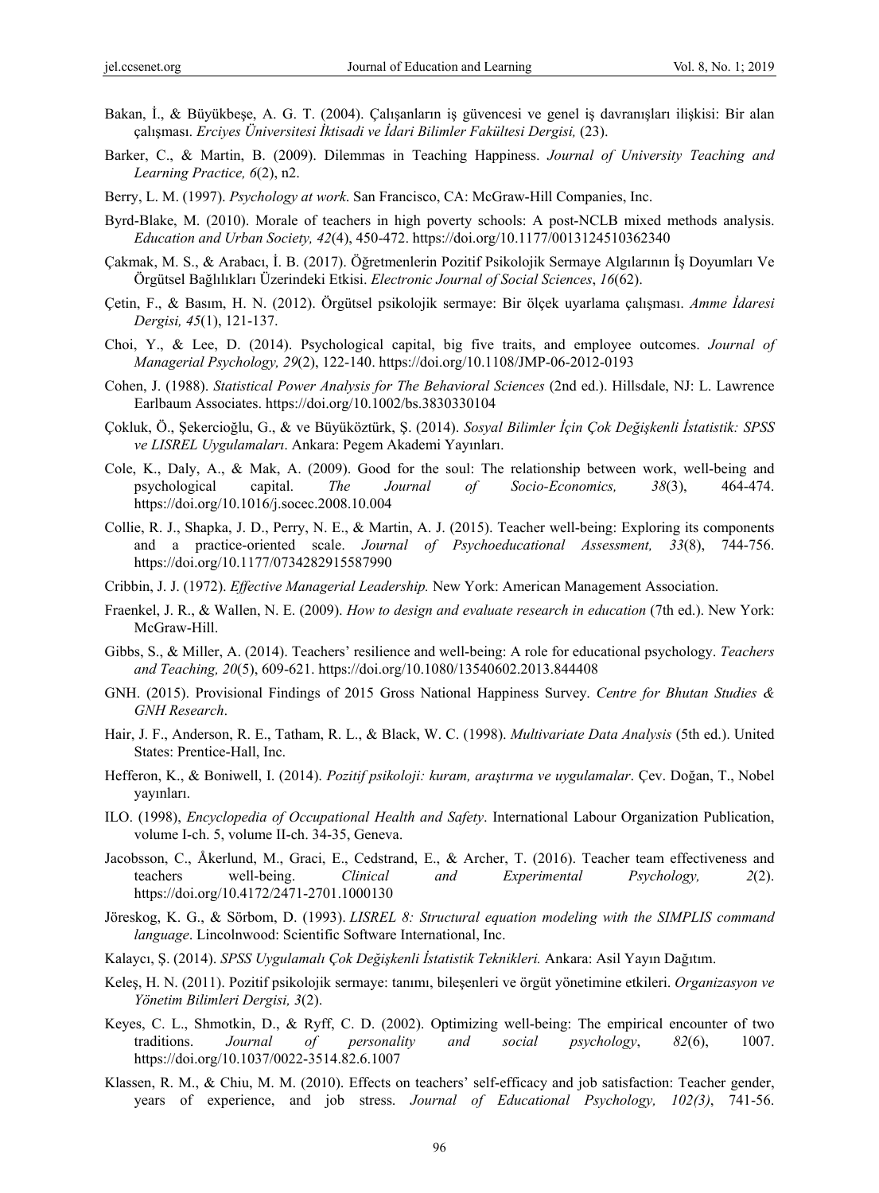Bakan, İ., & Büyükbeşe, A. G. T. (2004). Çalışanların iş güvencesi ve genel iş davranışları ilişkisi: Bir alan çalışması. *Erciyes Üniversitesi İktisadi ve İdari Bilimler Fakültesi Dergisi,* (23).

Barker, C., & Martin, B. (2009). Dilemmas in Teaching Happiness. *Journal of University Teaching and Learning Practice, 6*(2), n2.

Berry, L. M. (1997). *Psychology at work*. San Francisco, CA: McGraw-Hill Companies, Inc.

Byrd-Blake, M. (2010). Morale of teachers in high poverty schools: A post-NCLB mixed methods analysis. *Education and Urban Society, 42*(4), 450-472. https://doi.org/10.1177/0013124510362340

Çakmak, M. S., & Arabacı, İ. B. (2017). Öğretmenlerin Pozitif Psikolojik Sermaye Algılarının İş Doyumları Ve Örgütsel Bağlılıkları Üzerindeki Etkisi. *Electronic Journal of Social Sciences*, *16*(62).

Çetin, F., & Basım, H. N. (2012). Örgütsel psikolojik sermaye: Bir ölçek uyarlama çalışması. *Amme İdaresi Dergisi, 45*(1), 121-137.

Choi, Y., & Lee, D. (2014). Psychological capital, big five traits, and employee outcomes. *Journal of Managerial Psychology, 29*(2), 122-140. https://doi.org/10.1108/JMP-06-2012-0193

Cohen, J. (1988). *Statistical Power Analysis for The Behavioral Sciences* (2nd ed.). Hillsdale, NJ: L. Lawrence Earlbaum Associates. https://doi.org/10.1002/bs.3830330104

Çokluk, Ö., Şekercioğlu, G., & ve Büyüköztürk, Ş. (2014). *Sosyal Bilimler İçin Çok Değişkenli İstatistik: SPSS ve LISREL Uygulamaları*. Ankara: Pegem Akademi Yayınları.

Cole, K., Daly, A., & Mak, A. (2009). Good for the soul: The relationship between work, well-being and psychological capital. *The Journal of Socio-Economics, 38*(3), 464-474. https://doi.org/10.1016/j.socec.2008.10.004

Collie, R. J., Shapka, J. D., Perry, N. E., & Martin, A. J. (2015). Teacher well-being: Exploring its components and a practice-oriented scale. *Journal of Psychoeducational Assessment, 33*(8), 744-756. https://doi.org/10.1177/0734282915587990

Cribbin, J. J. (1972). *Effective Managerial Leadership.* New York: American Management Association.

Fraenkel, J. R., & Wallen, N. E. (2009). *How to design and evaluate research in education* (7th ed.). New York: McGraw-Hill.

Gibbs, S., & Miller, A. (2014). Teachers' resilience and well-being: A role for educational psychology. *Teachers and Teaching, 20*(5), 609-621. https://doi.org/10.1080/13540602.2013.844408

GNH. (2015). Provisional Findings of 2015 Gross National Happiness Survey. *Centre for Bhutan Studies & GNH Research*.

Hair, J. F., Anderson, R. E., Tatham, R. L., & Black, W. C. (1998). *Multivariate Data Analysis* (5th ed.). United States: Prentice-Hall, Inc.

Hefferon, K., & Boniwell, I. (2014). *Pozitif psikoloji: kuram, araştırma ve uygulamalar*. Çev. Doğan, T., Nobel yayınları.

ILO. (1998), *Encyclopedia of Occupational Health and Safety*. International Labour Organization Publication, volume I-ch. 5, volume II-ch. 34-35, Geneva.

Jacobsson, C., Åkerlund, M., Graci, E., Cedstrand, E., & Archer, T. (2016). Teacher team effectiveness and teachers well-being. *Clinical and Experimental Psychology, 2*(2). https://doi.org/10.4172/2471-2701.1000130

Jöreskog, K. G., & Sörbom, D. (1993). *LISREL 8: Structural equation modeling with the SIMPLIS command language*. Lincolnwood: Scientific Software International, Inc.

Kalaycı, Ş. (2014). *SPSS Uygulamalı Çok Değişkenli İstatistik Teknikleri.* Ankara: Asil Yayın Dağıtım.

Keleş, H. N. (2011). Pozitif psikolojik sermaye: tanımı, bileşenleri ve örgüt yönetimine etkileri. *Organizasyon ve Yönetim Bilimleri Dergisi, 3*(2).

Keyes, C. L., Shmotkin, D., & Ryff, C. D. (2002). Optimizing well-being: The empirical encounter of two traditions. *Journal of personality and social psychology*, *82*(6), 1007. https://doi.org/10.1037/0022-3514.82.6.1007

Klassen, R. M., & Chiu, M. M. (2010). Effects on teachers' self-efficacy and job satisfaction: Teacher gender, years of experience, and job stress. *Journal of Educational Psychology, 102(3)*, 741-56.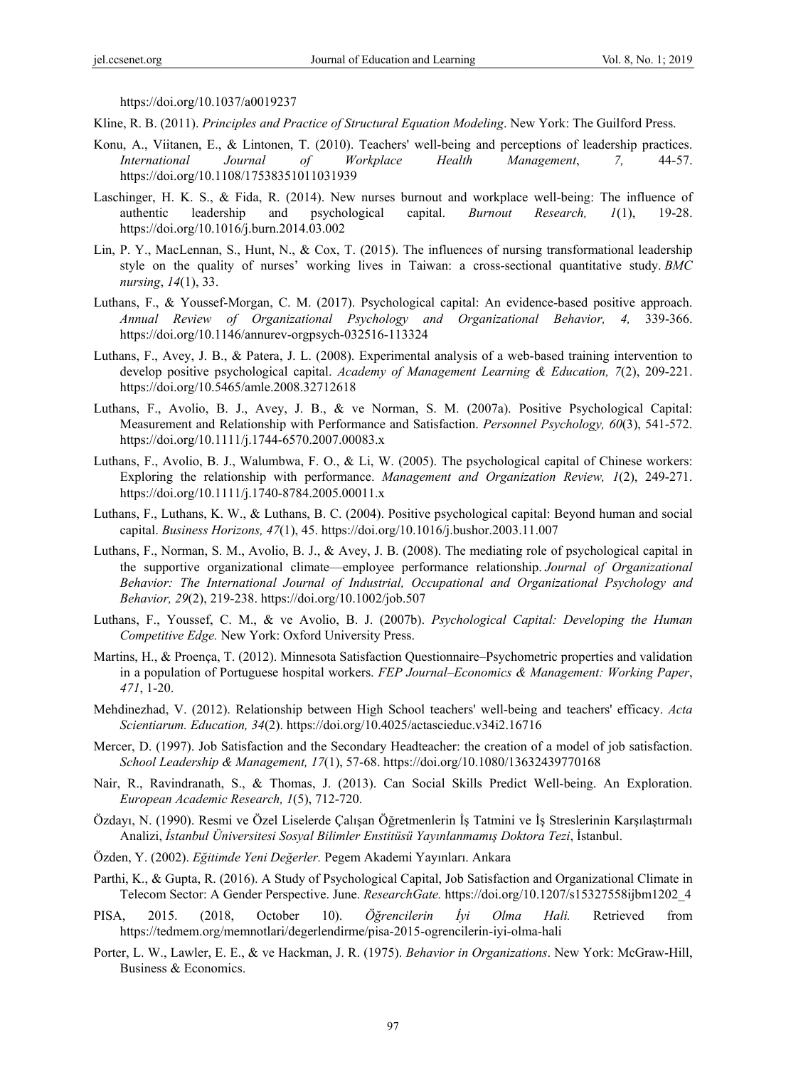https://doi.org/10.1037/a0019237

Kline, R. B. (2011). *Principles and Practice of Structural Equation Modeling*. New York: The Guilford Press.

Konu, A., Viitanen, E., & Lintonen, T. (2010). Teachers' well-being and perceptions of leadership practices. *International Journal of Workplace Health Management*, *7,* 44-57. https://doi.org/10.1108/17538351011031939

Laschinger, H. K. S., & Fida, R. (2014). New nurses burnout and workplace well-being: The influence of authentic leadership and psychological capital. *Burnout Research, 1*(1), 19-28. https://doi.org/10.1016/j.burn.2014.03.002

Lin, P. Y., MacLennan, S., Hunt, N., & Cox, T. (2015). The influences of nursing transformational leadership style on the quality of nurses' working lives in Taiwan: a cross-sectional quantitative study. *BMC nursing*, *14*(1), 33.

Luthans, F., & Youssef-Morgan, C. M. (2017). Psychological capital: An evidence-based positive approach. *Annual Review of Organizational Psychology and Organizational Behavior, 4,* 339-366. https://doi.org/10.1146/annurev-orgpsych-032516-113324

Luthans, F., Avey, J. B., & Patera, J. L. (2008). Experimental analysis of a web-based training intervention to develop positive psychological capital. *Academy of Management Learning & Education, 7*(2), 209-221. https://doi.org/10.5465/amle.2008.32712618

Luthans, F., Avolio, B. J., Avey, J. B., & ve Norman, S. M. (2007a). Positive Psychological Capital: Measurement and Relationship with Performance and Satisfaction. *Personnel Psychology, 60*(3), 541-572. https://doi.org/10.1111/j.1744-6570.2007.00083.x

Luthans, F., Avolio, B. J., Walumbwa, F. O., & Li, W. (2005). The psychological capital of Chinese workers: Exploring the relationship with performance. *Management and Organization Review, 1*(2), 249-271. https://doi.org/10.1111/j.1740-8784.2005.00011.x

Luthans, F., Luthans, K. W., & Luthans, B. C. (2004). Positive psychological capital: Beyond human and social capital. *Business Horizons, 47*(1), 45. https://doi.org/10.1016/j.bushor.2003.11.007

Luthans, F., Norman, S. M., Avolio, B. J., & Avey, J. B. (2008). The mediating role of psychological capital in the supportive organizational climate—employee performance relationship. *Journal of Organizational Behavior: The International Journal of Industrial, Occupational and Organizational Psychology and Behavior, 29*(2), 219-238. https://doi.org/10.1002/job.507

Luthans, F., Youssef, C. M., & ve Avolio, B. J. (2007b). *Psychological Capital: Developing the Human Competitive Edge.* New York: Oxford University Press.

Martins, H., & Proença, T. (2012). Minnesota Satisfaction Questionnaire–Psychometric properties and validation in a population of Portuguese hospital workers. *FEP Journal–Economics & Management: Working Paper*, *471*, 1-20.

Mehdinezhad, V. (2012). Relationship between High School teachers' well-being and teachers' efficacy. *Acta Scientiarum. Education, 34*(2). https://doi.org/10.4025/actascieduc.v34i2.16716

Mercer, D. (1997). Job Satisfaction and the Secondary Headteacher: the creation of a model of job satisfaction. *School Leadership & Management, 17*(1), 57-68. https://doi.org/10.1080/13632439770168

Nair, R., Ravindranath, S., & Thomas, J. (2013). Can Social Skills Predict Well-being. An Exploration. *European Academic Research, 1*(5), 712-720.

Özdayı, N. (1990). Resmi ve Özel Liselerde Çalışan Öğretmenlerin İş Tatmini ve İş Streslerinin Karşılaştırmalı Analizi, *İstanbul Üniversitesi Sosyal Bilimler Enstitüsü Yayınlanmamış Doktora Tezi*, İstanbul.

Özden, Y. (2002). *Eğitimde Yeni Değerler.* Pegem Akademi Yayınları. Ankara

Parthi, K., & Gupta, R. (2016). A Study of Psychological Capital, Job Satisfaction and Organizational Climate in Telecom Sector: A Gender Perspective. June. *ResearchGate.* https://doi.org/10.1207/s15327558ijbm1202_4

PISA, 2015. (2018, October 10). *Öğrencilerin İyi Olma Hali.* Retrieved from https://tedmem.org/memnotlari/degerlendirme/pisa-2015-ogrencilerin-iyi-olma-hali

Porter, L. W., Lawler, E. E., & ve Hackman, J. R. (1975). *Behavior in Organizations*. New York: McGraw-Hill, Business & Economics.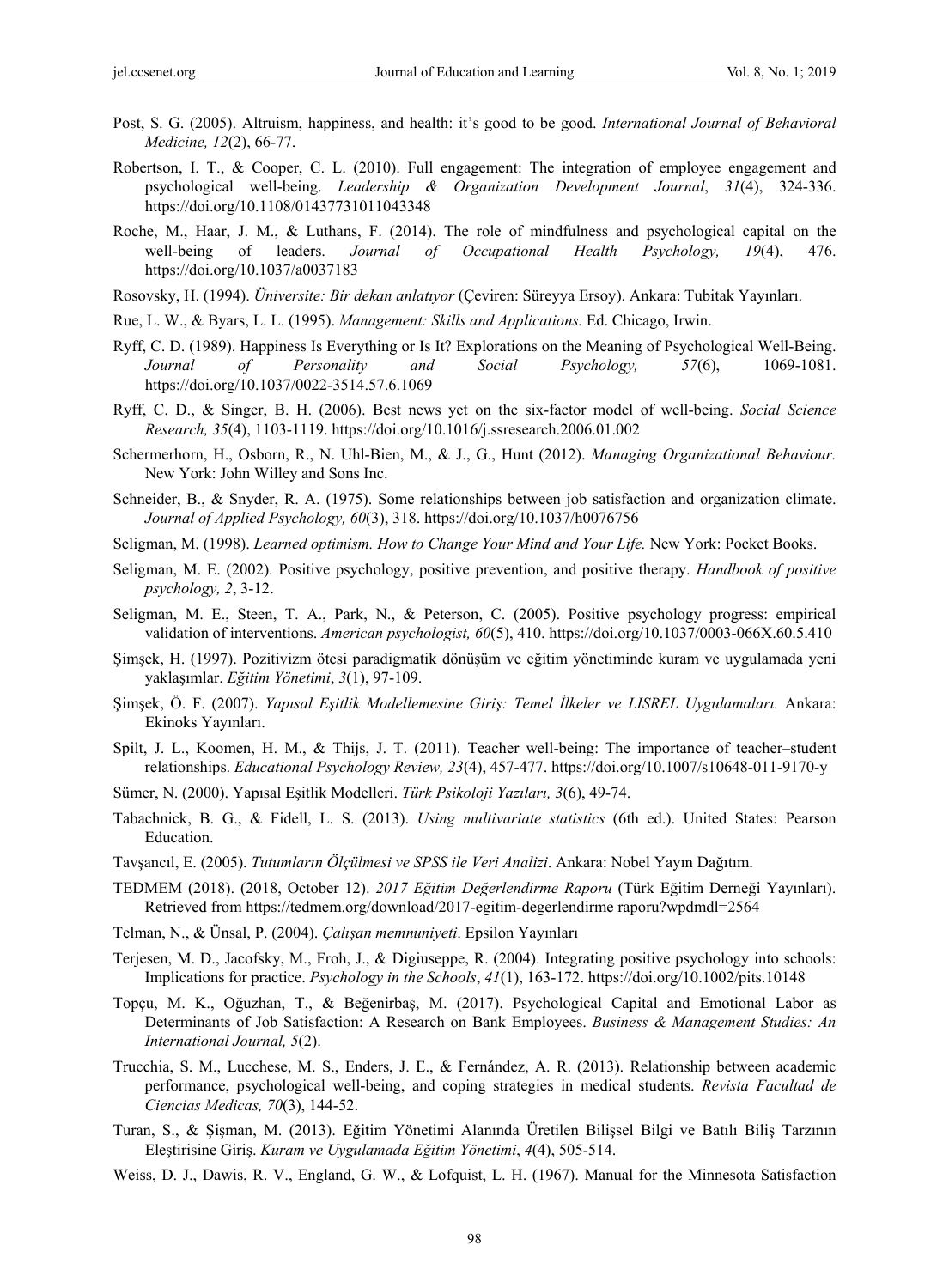Post, S. G. (2005). Altruism, happiness, and health: it's good to be good. *International Journal of Behavioral Medicine, 12*(2), 66-77.

Robertson, I. T., & Cooper, C. L. (2010). Full engagement: The integration of employee engagement and psychological well-being. *Leadership & Organization Development Journal*, *31*(4), 324-336. https://doi.org/10.1108/01437731011043348

Roche, M., Haar, J. M., & Luthans, F. (2014). The role of mindfulness and psychological capital on the well-being of leaders. *Journal of Occupational Health Psychology, 19*(4), 476. https://doi.org/10.1037/a0037183

Rosovsky, H. (1994). *Üniversite: Bir dekan anlatıyor* (Çeviren: Süreyya Ersoy). Ankara: Tubitak Yayınları.

Rue, L. W., & Byars, L. L. (1995). *Management: Skills and Applications.* Ed. Chicago, Irwin.

Ryff, C. D. (1989). Happiness Is Everything or Is It? Explorations on the Meaning of Psychological Well-Being. *Journal of Personality and Social Psychology, 57*(6), 1069-1081. https://doi.org/10.1037/0022-3514.57.6.1069

Ryff, C. D., & Singer, B. H. (2006). Best news yet on the six-factor model of well-being. *Social Science Research, 35*(4), 1103-1119. https://doi.org/10.1016/j.ssresearch.2006.01.002

Schermerhorn, H., Osborn, R., N. Uhl-Bien, M., & J., G., Hunt (2012). *Managing Organizational Behaviour.* New York: John Willey and Sons Inc.

Schneider, B., & Snyder, R. A. (1975). Some relationships between job satisfaction and organization climate. *Journal of Applied Psychology, 60*(3), 318. https://doi.org/10.1037/h0076756

Seligman, M. (1998). *Learned optimism. How to Change Your Mind and Your Life.* New York: Pocket Books.

Seligman, M. E. (2002). Positive psychology, positive prevention, and positive therapy. *Handbook of positive psychology, 2*, 3-12.

Seligman, M. E., Steen, T. A., Park, N., & Peterson, C. (2005). Positive psychology progress: empirical validation of interventions. *American psychologist, 60*(5), 410. https://doi.org/10.1037/0003-066X.60.5.410

Şimşek, H. (1997). Pozitivizm ötesi paradigmatik dönüşüm ve eğitim yönetiminde kuram ve uygulamada yeni yaklaşımlar. *Eğitim Yönetimi*, *3*(1), 97-109.

Şimşek, Ö. F. (2007). *Yapısal Eşitlik Modellemesine Giriş: Temel İlkeler ve LISREL Uygulamaları.* Ankara: Ekinoks Yayınları.

Spilt, J. L., Koomen, H. M., & Thijs, J. T. (2011). Teacher well-being: The importance of teacher–student relationships. *Educational Psychology Review, 23*(4), 457-477. https://doi.org/10.1007/s10648-011-9170-y

Sümer, N. (2000). Yapısal Eşitlik Modelleri. *Türk Psikoloji Yazıları, 3*(6), 49-74.

Tabachnick, B. G., & Fidell, L. S. (2013). *Using multivariate statistics* (6th ed.). United States: Pearson Education.

Tavşancıl, E. (2005). *Tutumların Ölçülmesi ve SPSS ile Veri Analizi*. Ankara: Nobel Yayın Dağıtım.

TEDMEM (2018). (2018, October 12). *2017 Eğitim Değerlendirme Raporu* (Türk Eğitim Derneği Yayınları). Retrieved from https://tedmem.org/download/2017-egitim-degerlendirme raporu?wpdmdl=2564

Telman, N., & Ünsal, P. (2004). *Çalışan memnuniyeti*. Epsilon Yayınları

Terjesen, M. D., Jacofsky, M., Froh, J., & Digiuseppe, R. (2004). Integrating positive psychology into schools: Implications for practice. *Psychology in the Schools*, *41*(1), 163-172. https://doi.org/10.1002/pits.10148

Topçu, M. K., Oğuzhan, T., & Beğenirbaş, M. (2017). Psychological Capital and Emotional Labor as Determinants of Job Satisfaction: A Research on Bank Employees. *Business & Management Studies: An International Journal, 5*(2).

Trucchia, S. M., Lucchese, M. S., Enders, J. E., & Fernández, A. R. (2013). Relationship between academic performance, psychological well-being, and coping strategies in medical students. *Revista Facultad de Ciencias Medicas, 70*(3), 144-52.

Turan, S., & Şişman, M. (2013). Eğitim Yönetimi Alanında Üretilen Bilişsel Bilgi ve Batılı Biliş Tarzının Eleştirisine Giriş. *Kuram ve Uygulamada Eğitim Yönetimi*, *4*(4), 505-514.

Weiss, D. J., Dawis, R. V., England, G. W., & Lofquist, L. H. (1967). Manual for the Minnesota Satisfaction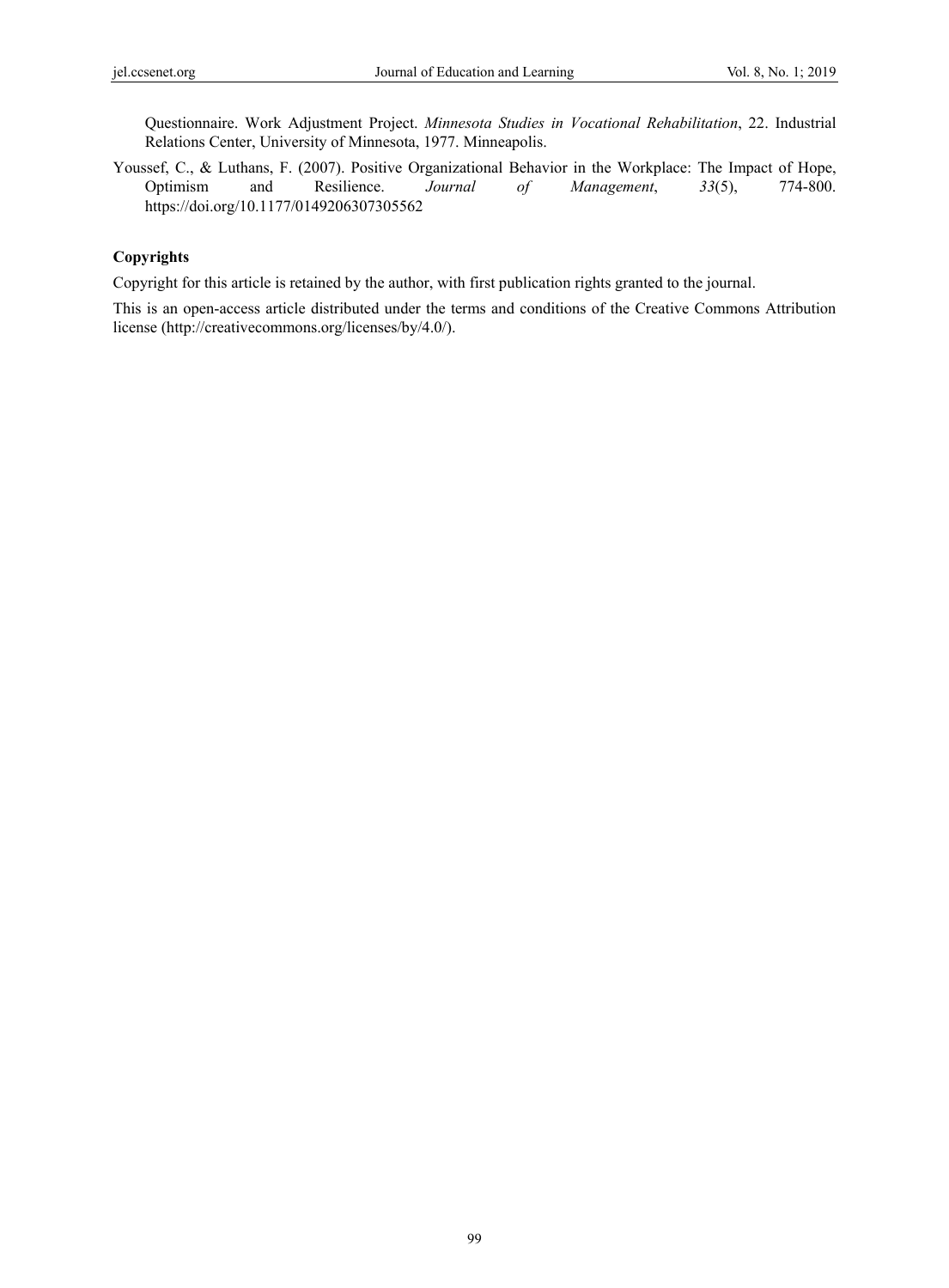Questionnaire. Work Adjustment Project. *Minnesota Studies in Vocational Rehabilitation*, 22. Industrial Relations Center, University of Minnesota, 1977. Minneapolis.

Youssef, C., & Luthans, F. (2007). Positive Organizational Behavior in the Workplace: The Impact of Hope, Optimism and Resilience. *Journal of Management*, *33*(5), 774-800. https://doi.org/10.1177/0149206307305562

**Copyrights**

Copyright for this article is retained by the author, with first publication rights granted to the journal.

This is an open-access article distributed under the terms and conditions of the Creative Commons Attribution license (http://creativecommons.org/licenses/by/4.0/).